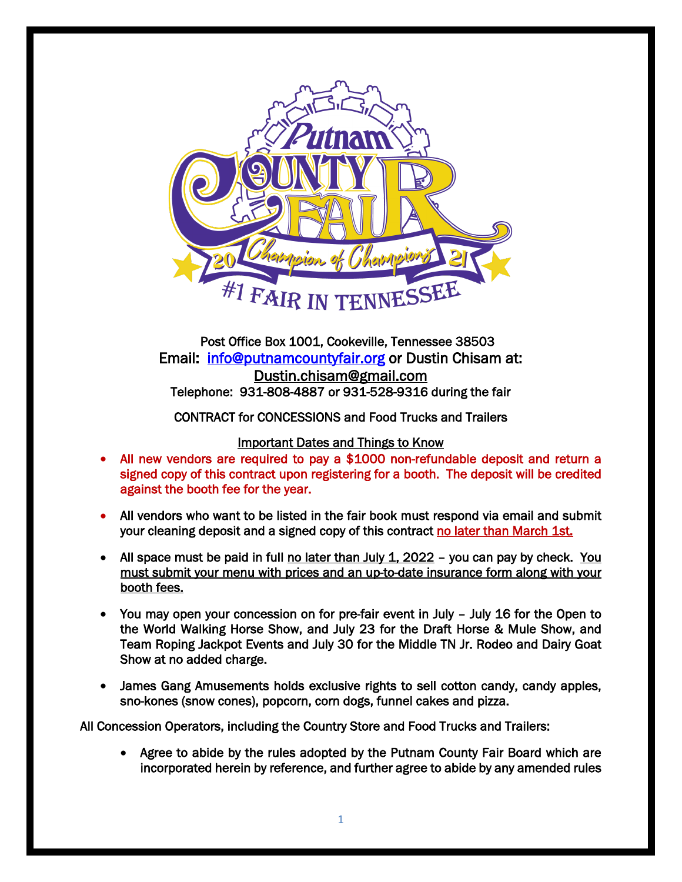Post Office Box 1001, Cookeville, Tennessee 38503

Email: [info@putnamcountyfair.org](mailto:info@putnamcountyfair.org) or Dustin Chisam at: Dustin.chisam@gmail.com

Telephone: 931-808-4887 or 931-528-9316 during the fair

CONTRACT for CONCESSIONS and Food Trucks and Trailers

Important Dates and Things to Know

- All new vendors are required to pay a $1000 non-refundable deposit and return a signed copy of this contract upon registering for a booth. The deposit will be credited against the booth fee for the year.
- All vendors who want to be listed in the fair book must respond via email and submit your cleaning deposit and a signed copy of this contract no later than March 1st.
- All space must be paid in full no later than July 1, 2022 – you can pay by check. You must submit your menu with prices and an up-to-date insurance form along with your booth fees.
- You may open your concession on for pre-fair event in July – July 16 for the Open to the World Walking Horse Show, and July 23 for the Draft Horse & Mule Show, and Team Roping Jackpot Events and July 30 for the Middle TN Jr. Rodeo and Dairy Goat Show at no added charge.
- James Gang Amusements holds exclusive rights to sell cotton candy, candy apples, sno-kones (snow cones), popcorn, corn dogs, funnel cakes and pizza.

All Concession Operators, including the Country Store and Food Trucks and Trailers:

- Agree to abide by the rules adopted by the Putnam County Fair Board which are incorporated herein by reference, and further agree to abide by any amended rules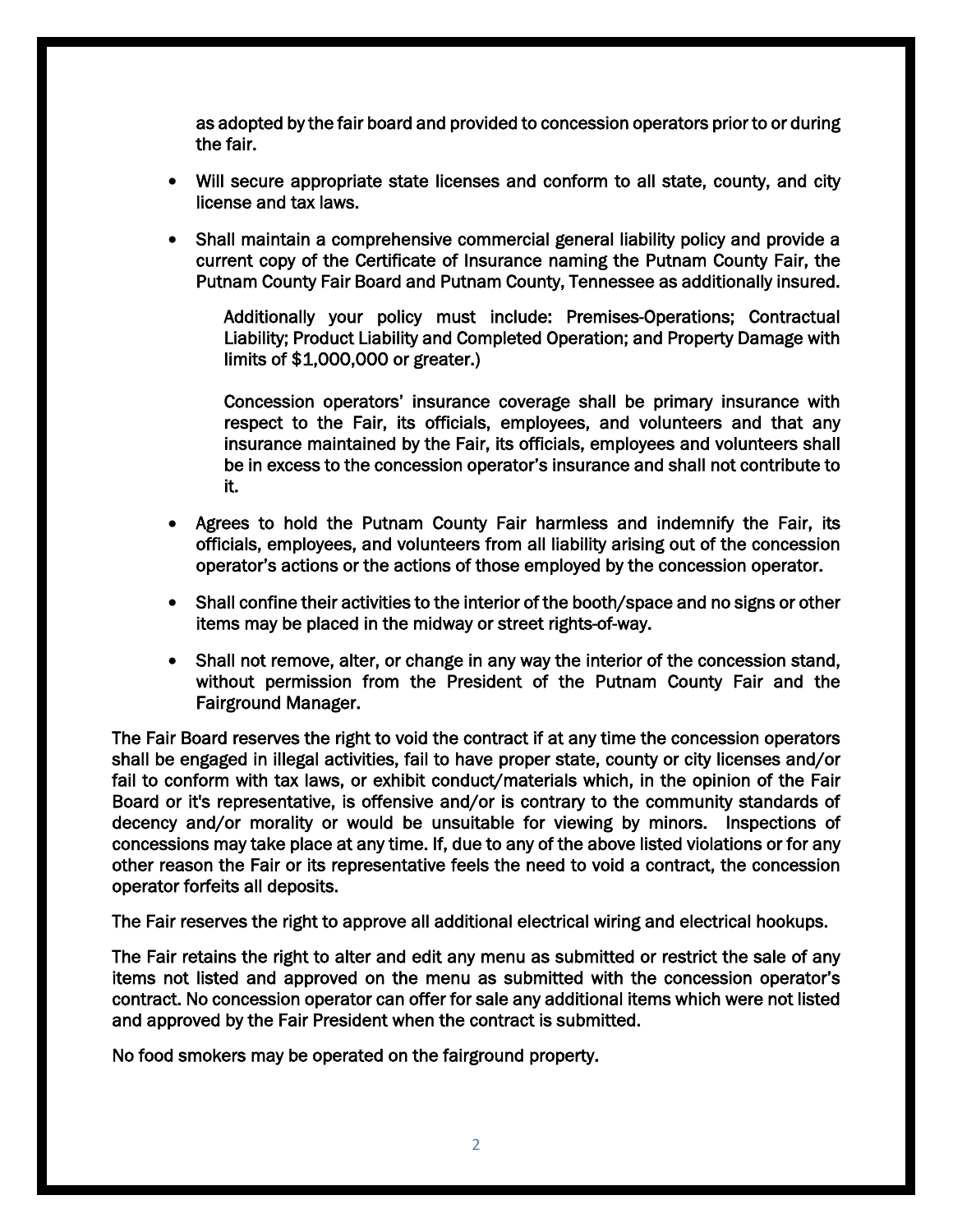as adopted by the fair board and provided to concession operators prior to or during the fair.

- Will secure appropriate state licenses and conform to all state, county, and city license and tax laws.
- Shall maintain a comprehensive commercial general liability policy and provide a current copy of the Certificate of Insurance naming the Putnam County Fair, the Putnam County Fair Board and Putnam County, Tennessee as additionally insured.

  Additionally your policy must include: Premises-Operations; Contractual Liability; Product Liability and Completed Operation; and Property Damage with limits of $1,000,000 or greater.)

  Concession operators' insurance coverage shall be primary insurance with respect to the Fair, its officials, employees, and volunteers and that any insurance maintained by the Fair, its officials, employees and volunteers shall be in excess to the concession operator's insurance and shall not contribute to it.

- Agrees to hold the Putnam County Fair harmless and indemnify the Fair, its officials, employees, and volunteers from all liability arising out of the concession operator's actions or the actions of those employed by the concession operator.
- Shall confine their activities to the interior of the booth/space and no signs or other items may be placed in the midway or street rights-of-way.
- Shall not remove, alter, or change in any way the interior of the concession stand, without permission from the President of the Putnam County Fair and the Fairground Manager.

The Fair Board reserves the right to void the contract if at any time the concession operators shall be engaged in illegal activities, fail to have proper state, county or city licenses and/or fail to conform with tax laws, or exhibit conduct/materials which, in the opinion of the Fair Board or it's representative, is offensive and/or is contrary to the community standards of decency and/or morality or would be unsuitable for viewing by minors. Inspections of concessions may take place at any time. If, due to any of the above listed violations or for any other reason the Fair or its representative feels the need to void a contract, the concession operator forfeits all deposits.

The Fair reserves the right to approve all additional electrical wiring and electrical hookups.

The Fair retains the right to alter and edit any menu as submitted or restrict the sale of any items not listed and approved on the menu as submitted with the concession operator's contract. No concession operator can offer for sale any additional items which were not listed and approved by the Fair President when the contract is submitted.

No food smokers may be operated on the fairground property.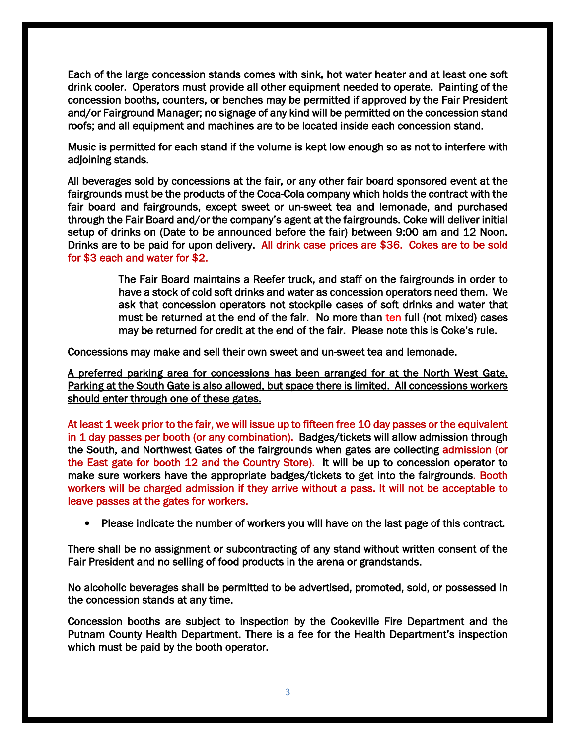Each of the large concession stands comes with sink, hot water heater and at least one soft drink cooler. Operators must provide all other equipment needed to operate. Painting of the concession booths, counters, or benches may be permitted if approved by the Fair President and/or Fairground Manager; no signage of any kind will be permitted on the concession stand roofs; and all equipment and machines are to be located inside each concession stand.

Music is permitted for each stand if the volume is kept low enough so as not to interfere with adjoining stands.

All beverages sold by concessions at the fair, or any other fair board sponsored event at the fairgrounds must be the products of the Coca-Cola company which holds the contract with the fair board and fairgrounds, except sweet or un-sweet tea and lemonade, and purchased through the Fair Board and/or the company's agent at the fairgrounds. Coke will deliver initial setup of drinks on (Date to be announced before the fair) between 9:00 am and 12 Noon. Drinks are to be paid for upon delivery. All drink case prices are $36. Cokes are to be sold for $3 each and water for $2.

> The Fair Board maintains a Reefer truck, and staff on the fairgrounds in order to have a stock of cold soft drinks and water as concession operators need them. We ask that concession operators not stockpile cases of soft drinks and water that must be returned at the end of the fair. No more than ten full (not mixed) cases may be returned for credit at the end of the fair. Please note this is Coke's rule.

Concessions may make and sell their own sweet and un-sweet tea and lemonade.

<u>A preferred parking area for concessions has been arranged for at the North West Gate. Parking at the South Gate is also allowed, but space there is limited. All concessions workers should enter through one of these gates.</u>

At least 1 week prior to the fair, we will issue up to fifteen free 10 day passes or the equivalent in 1 day passes per booth (or any combination). Badges/tickets will allow admission through the South, and Northwest Gates of the fairgrounds when gates are collecting admission (or the East gate for booth 12 and the Country Store). It will be up to concession operator to make sure workers have the appropriate badges/tickets to get into the fairgrounds. Booth workers will be charged admission if they arrive without a pass. It will not be acceptable to leave passes at the gates for workers.

- Please indicate the number of workers you will have on the last page of this contract.

There shall be no assignment or subcontracting of any stand without written consent of the Fair President and no selling of food products in the arena or grandstands.

No alcoholic beverages shall be permitted to be advertised, promoted, sold, or possessed in the concession stands at any time.

Concession booths are subject to inspection by the Cookeville Fire Department and the Putnam County Health Department. There is a fee for the Health Department's inspection which must be paid by the booth operator.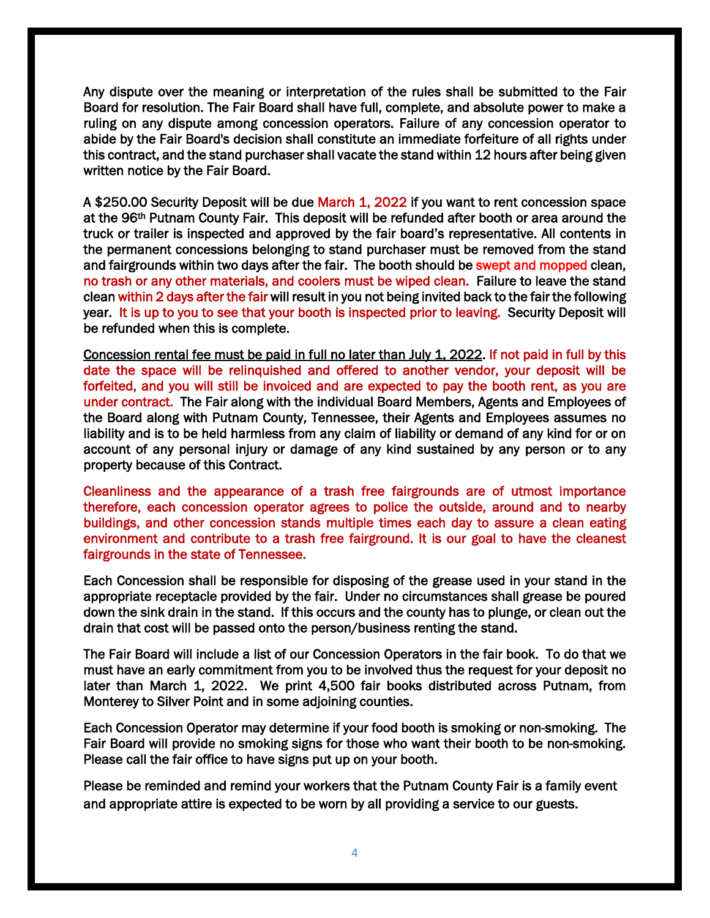Any dispute over the meaning or interpretation of the rules shall be submitted to the Fair Board for resolution. The Fair Board shall have full, complete, and absolute power to make a ruling on any dispute among concession operators. Failure of any concession operator to abide by the Fair Board's decision shall constitute an immediate forfeiture of all rights under this contract, and the stand purchaser shall vacate the stand within 12 hours after being given written notice by the Fair Board.

A $250.00 Security Deposit will be due March 1, 2022 if you want to rent concession space at the 96th Putnam County Fair. This deposit will be refunded after booth or area around the truck or trailer is inspected and approved by the fair board's representative. All contents in the permanent concessions belonging to stand purchaser must be removed from the stand and fairgrounds within two days after the fair. The booth should be swept and mopped clean, no trash or any other materials, and coolers must be wiped clean. Failure to leave the stand clean within 2 days after the fair will result in you not being invited back to the fair the following year. It is up to you to see that your booth is inspected prior to leaving. Security Deposit will be refunded when this is complete.

Concession rental fee must be paid in full no later than July 1, 2022. If not paid in full by this date the space will be relinquished and offered to another vendor, your deposit will be forfeited, and you will still be invoiced and are expected to pay the booth rent, as you are under contract. The Fair along with the individual Board Members, Agents and Employees of the Board along with Putnam County, Tennessee, their Agents and Employees assumes no liability and is to be held harmless from any claim of liability or demand of any kind for or on account of any personal injury or damage of any kind sustained by any person or to any property because of this Contract.

Cleanliness and the appearance of a trash free fairgrounds are of utmost importance therefore, each concession operator agrees to police the outside, around and to nearby buildings, and other concession stands multiple times each day to assure a clean eating environment and contribute to a trash free fairground. It is our goal to have the cleanest fairgrounds in the state of Tennessee.

Each Concession shall be responsible for disposing of the grease used in your stand in the appropriate receptacle provided by the fair. Under no circumstances shall grease be poured down the sink drain in the stand. If this occurs and the county has to plunge, or clean out the drain that cost will be passed onto the person/business renting the stand.

The Fair Board will include a list of our Concession Operators in the fair book. To do that we must have an early commitment from you to be involved thus the request for your deposit no later than March 1, 2022. We print 4,500 fair books distributed across Putnam, from Monterey to Silver Point and in some adjoining counties.

Each Concession Operator may determine if your food booth is smoking or non-smoking. The Fair Board will provide no smoking signs for those who want their booth to be non-smoking. Please call the fair office to have signs put up on your booth.

Please be reminded and remind your workers that the Putnam County Fair is a family event and appropriate attire is expected to be worn by all providing a service to our guests.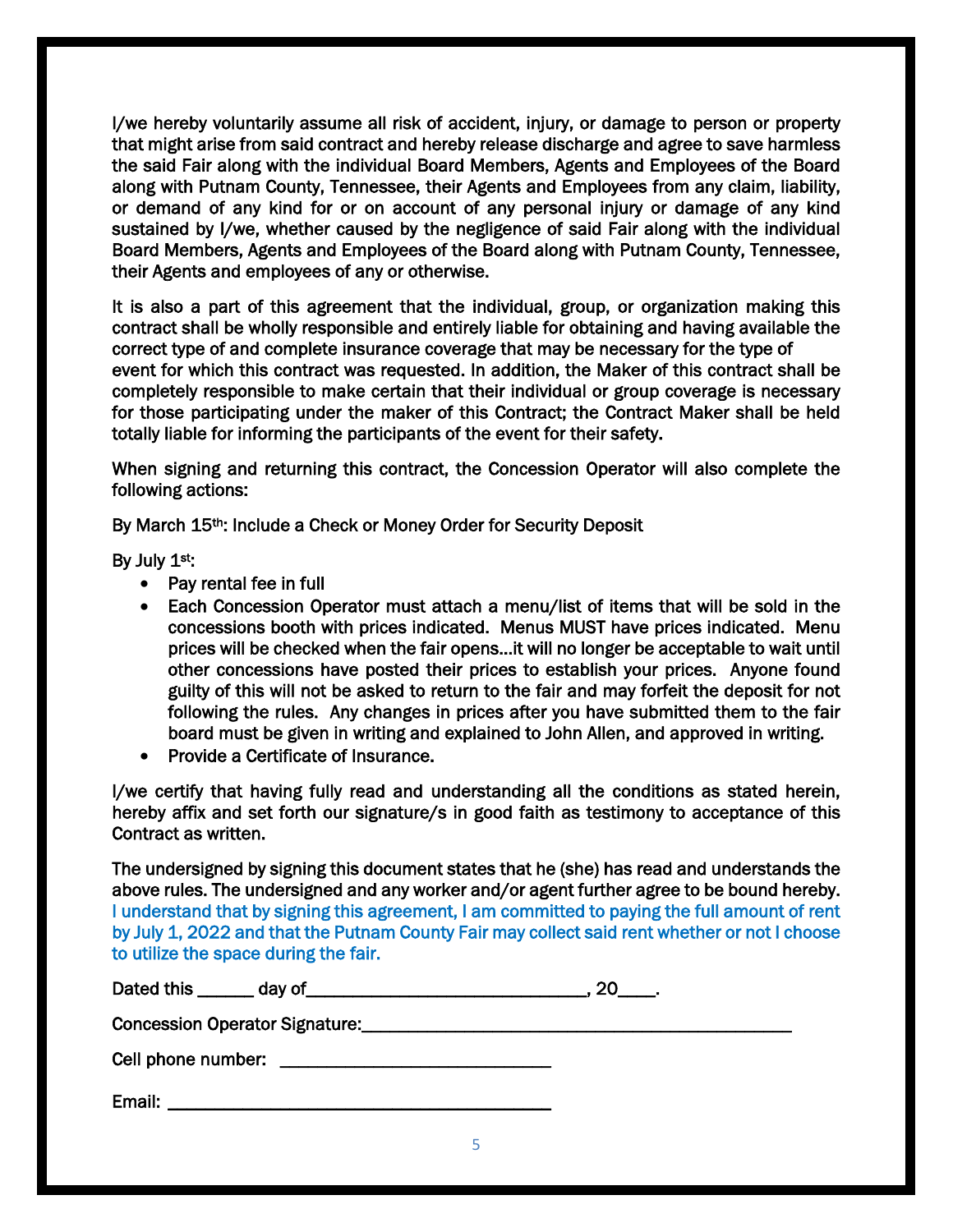I/we hereby voluntarily assume all risk of accident, injury, or damage to person or property that might arise from said contract and hereby release discharge and agree to save harmless the said Fair along with the individual Board Members, Agents and Employees of the Board along with Putnam County, Tennessee, their Agents and Employees from any claim, liability, or demand of any kind for or on account of any personal injury or damage of any kind sustained by I/we, whether caused by the negligence of said Fair along with the individual Board Members, Agents and Employees of the Board along with Putnam County, Tennessee, their Agents and employees of any or otherwise.

It is also a part of this agreement that the individual, group, or organization making this contract shall be wholly responsible and entirely liable for obtaining and having available the correct type of and complete insurance coverage that may be necessary for the type of event for which this contract was requested. In addition, the Maker of this contract shall be completely responsible to make certain that their individual or group coverage is necessary for those participating under the maker of this Contract; the Contract Maker shall be held totally liable for informing the participants of the event for their safety.

When signing and returning this contract, the Concession Operator will also complete the following actions:

By March 15th: Include a Check or Money Order for Security Deposit

By July 1st:

- Pay rental fee in full
- Each Concession Operator must attach a menu/list of items that will be sold in the concessions booth with prices indicated. Menus MUST have prices indicated. Menu prices will be checked when the fair opens…it will no longer be acceptable to wait until other concessions have posted their prices to establish your prices. Anyone found guilty of this will not be asked to return to the fair and may forfeit the deposit for not following the rules. Any changes in prices after you have submitted them to the fair board must be given in writing and explained to John Allen, and approved in writing.
- Provide a Certificate of Insurance.

I/we certify that having fully read and understanding all the conditions as stated herein, hereby affix and set forth our signature/s in good faith as testimony to acceptance of this Contract as written.

The undersigned by signing this document states that he (she) has read and understands the above rules. The undersigned and any worker and/or agent further agree to be bound hereby. I understand that by signing this agreement, I am committed to paying the full amount of rent by July 1, 2022 and that the Putnam County Fair may collect said rent whether or not I choose to utilize the space during the fair.

Dated this ______ day of______________________________, 20____.

Concession Operator Signature:_______________________________________________

Cell phone number: ____________________________

Email: ________________________________________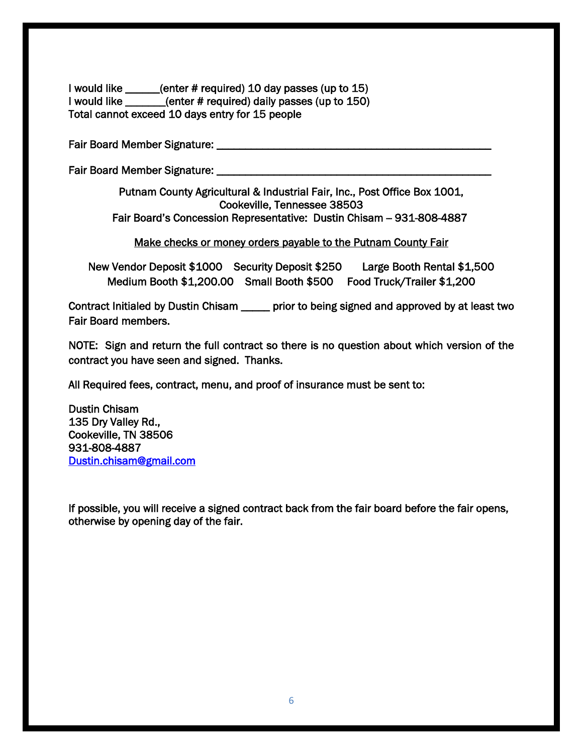I would like ______(enter # required) 10 day passes (up to 15)
I would like _______(enter # required) daily passes (up to 150)
Total cannot exceed 10 days entry for 15 people

Fair Board Member Signature: ______________________________________________

Fair Board Member Signature: ______________________________________________

Putnam County Agricultural & Industrial Fair, Inc., Post Office Box 1001, Cookeville, Tennessee 38503
Fair Board's Concession Representative: Dustin Chisam – 931-808-4887

<u>Make checks or money orders payable to the Putnam County Fair</u>

New Vendor Deposit $1000  Security Deposit $250  Large Booth Rental $1,500
Medium Booth $1,200.00  Small Booth $500  Food Truck/Trailer $1,200

Contract Initialed by Dustin Chisam _____ prior to being signed and approved by at least two Fair Board members.

NOTE: Sign and return the full contract so there is no question about which version of the contract you have seen and signed. Thanks.

All Required fees, contract, menu, and proof of insurance must be sent to:

Dustin Chisam
135 Dry Valley Rd.,
Cookeville, TN 38506
931-808-4887
Dustin.chisam@gmail.com

If possible, you will receive a signed contract back from the fair board before the fair opens, otherwise by opening day of the fair.